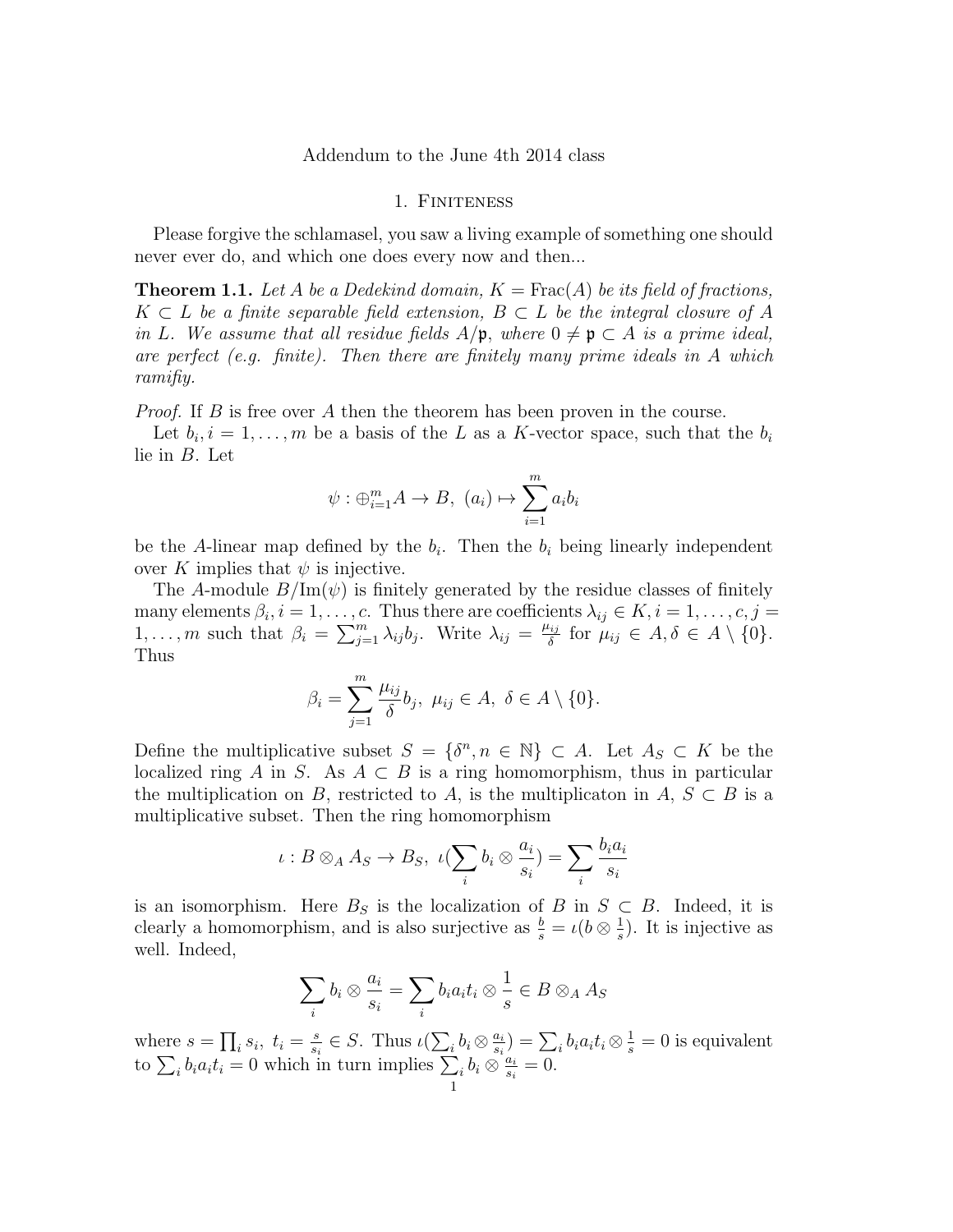Addendum to the June 4th 2014 class

## 1. Finiteness

Please forgive the schlamasel, you saw a living example of something one should never ever do, and which one does every now and then...

**Theorem 1.1.** *Let $A$ be a Dedekind domain, $K = \mathrm{Frac}(A)$ be its field of fractions, $K \subset L$ be a finite separable field extension, $B \subset L$ be the integral closure of $A$ in $L$. We assume that all residue fields $A/\mathfrak{p}$, where $0 \neq \mathfrak{p} \subset A$ is a prime ideal, are perfect (e.g. finite). Then there are finitely many prime ideals in $A$ which ramifiy.*

*Proof.* If $B$ is free over $A$ then the theorem has been proven in the course.

Let $b_i, i = 1, \ldots, m$ be a basis of the $L$ as a $K$-vector space, such that the $b_i$ lie in $B$. Let

$$\psi : \oplus_{i=1}^m A \to B, \ (a_i) \mapsto \sum_{i=1}^m a_i b_i$$

be the $A$-linear map defined by the $b_i$. Then the $b_i$ being linearly independent over $K$ implies that $\psi$ is injective.

The $A$-module $B/\mathrm{Im}(\psi)$ is finitely generated by the residue classes of finitely many elements $\beta_i, i = 1, \ldots, c$. Thus there are coefficients $\lambda_{ij} \in K, i = 1, \ldots, c, j = 1, \ldots, m$ such that $\beta_i = \sum_{j=1}^m \lambda_{ij} b_j$. Write $\lambda_{ij} = \frac{\mu_{ij}}{\delta}$ for $\mu_{ij} \in A, \delta \in A \setminus \{0\}$. Thus

$$\beta_i = \sum_{j=1}^m \frac{\mu_{ij}}{\delta} b_j, \ \mu_{ij} \in A, \ \delta \in A \setminus \{0\}.$$

Define the multiplicative subset $S = \{\delta^n, n \in \mathbb{N}\} \subset A$. Let $A_S \subset K$ be the localized ring $A$ in $S$. As $A \subset B$ is a ring homomorphism, thus in particular the multiplication on $B$, restricted to $A$, is the multiplicaton in $A$, $S \subset B$ is a multiplicative subset. Then the ring homomorphism

$$\iota : B \otimes_A A_S \to B_S, \ \iota(\sum_i b_i \otimes \frac{a_i}{s_i}) = \sum_i \frac{b_i a_i}{s_i}$$

is an isomorphism. Here $B_S$ is the localization of $B$ in $S \subset B$. Indeed, it is clearly a homomorphism, and is also surjective as $\frac{b}{s} = \iota(b \otimes \frac{1}{s})$. It is injective as well. Indeed,

$$\sum_i b_i \otimes \frac{a_i}{s_i} = \sum_i b_i a_i t_i \otimes \frac{1}{s} \in B \otimes_A A_S$$

where $s = \prod_i s_i, \ t_i = \frac{s}{s_i} \in S$. Thus $\iota(\sum_i b_i \otimes \frac{a_i}{s_i}) = \sum_i b_i a_i t_i \otimes \frac{1}{s} = 0$ is equivalent to $\sum_i b_i a_i t_i = 0$ which in turn implies $\sum_i b_i \otimes \frac{a_i}{s_i} = 0$.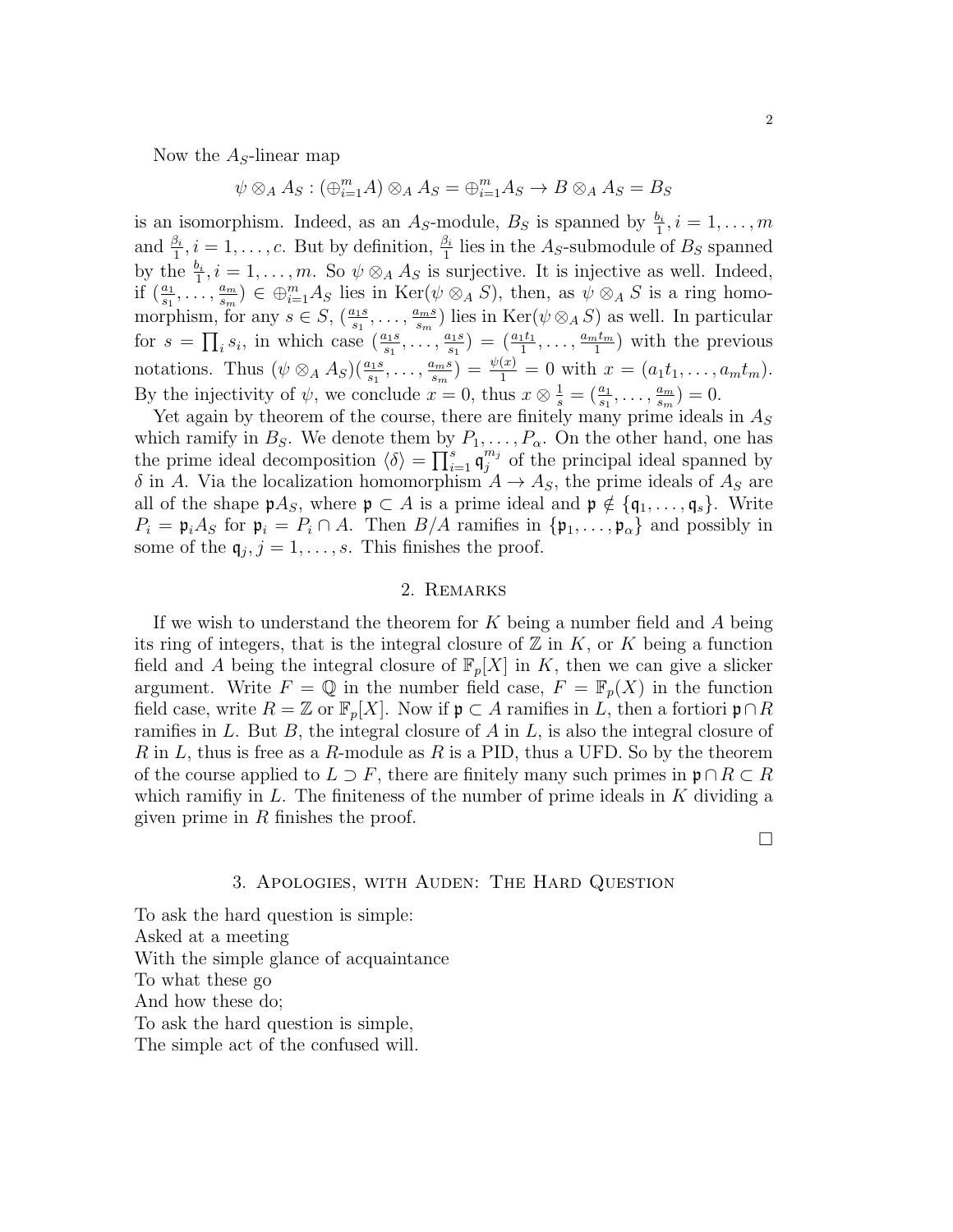Now the $A_S$-linear map

$$\psi \otimes_A A_S : (\oplus_{i=1}^m A) \otimes_A A_S = \oplus_{i=1}^m A_S \to B \otimes_A A_S = B_S$$

is an isomorphism. Indeed, as an $A_S$-module, $B_S$ is spanned by $\frac{b_i}{1}, i = 1, \ldots, m$ and $\frac{\beta_i}{1}, i = 1, \ldots, c$. But by definition, $\frac{\beta_i}{1}$ lies in the $A_S$-submodule of $B_S$ spanned by the $\frac{b_i}{1}, i = 1, \ldots, m$. So $\psi \otimes_A A_S$ is surjective. It is injective as well. Indeed, if $(\frac{a_1}{s_1}, \ldots, \frac{a_m}{s_m}) \in \oplus_{i=1}^m A_S$ lies in $\mathrm{Ker}(\psi \otimes_A S)$, then, as $\psi \otimes_A S$ is a ring homomorphism, for any $s \in S$, $(\frac{a_1 s}{s_1}, \ldots, \frac{a_m s}{s_m})$ lies in $\mathrm{Ker}(\psi \otimes_A S)$ as well. In particular for $s = \prod_i s_i$, in which case $(\frac{a_1 s}{s_1}, \ldots, \frac{a_1 s}{s_1}) = (\frac{a_1 t_1}{1}, \ldots, \frac{a_m t_m}{1})$ with the previous notations. Thus $(\psi \otimes_A A_S)(\frac{a_1 s}{s_1}, \ldots, \frac{a_m s}{s_m}) = \frac{\psi(x)}{1} = 0$ with $x = (a_1 t_1, \ldots, a_m t_m)$. By the injectivity of $\psi$, we conclude $x = 0$, thus $x \otimes \frac{1}{s} = (\frac{a_1}{s_1}, \ldots, \frac{a_m}{s_m}) = 0$.

Yet again by theorem of the course, there are finitely many prime ideals in $A_S$ which ramify in $B_S$. We denote them by $P_1, \ldots, P_\alpha$. On the other hand, one has the prime ideal decomposition $\langle \delta \rangle = \prod_{i=1}^s \mathfrak{q}_j^{m_j}$ of the principal ideal spanned by $\delta$ in $A$. Via the localization homomorphism $A \to A_S$, the prime ideals of $A_S$ are all of the shape $\mathfrak{p} A_S$, where $\mathfrak{p} \subset A$ is a prime ideal and $\mathfrak{p} \notin \{\mathfrak{q}_1, \ldots, \mathfrak{q}_s\}$. Write $P_i = \mathfrak{p}_i A_S$ for $\mathfrak{p}_i = P_i \cap A$. Then $B/A$ ramifies in $\{\mathfrak{p}_1, \ldots, \mathfrak{p}_\alpha\}$ and possibly in some of the $\mathfrak{q}_j, j = 1, \ldots, s$. This finishes the proof.

## 2. Remarks

If we wish to understand the theorem for $K$ being a number field and $A$ being its ring of integers, that is the integral closure of $\mathbb{Z}$ in $K$, or $K$ being a function field and $A$ being the integral closure of $\mathbb{F}_p[X]$ in $K$, then we can give a slicker argument. Write $F = \mathbb{Q}$ in the number field case, $F = \mathbb{F}_p(X)$ in the function field case, write $R = \mathbb{Z}$ or $\mathbb{F}_p[X]$. Now if $\mathfrak{p} \subset A$ ramifies in $L$, then a fortiori $\mathfrak{p} \cap R$ ramifies in $L$. But $B$, the integral closure of $A$ in $L$, is also the integral closure of $R$ in $L$, thus is free as a $R$-module as $R$ is a PID, thus a UFD. So by the theorem of the course applied to $L \supset F$, there are finitely many such primes in $\mathfrak{p} \cap R \subset R$ which ramifiy in $L$. The finiteness of the number of prime ideals in $K$ dividing a given prime in $R$ finishes the proof.

□

## 3. Apologies, with Auden: The Hard Question

To ask the hard question is simple:
Asked at a meeting
With the simple glance of acquaintance
To what these go
And how these do;
To ask the hard question is simple,
The simple act of the confused will.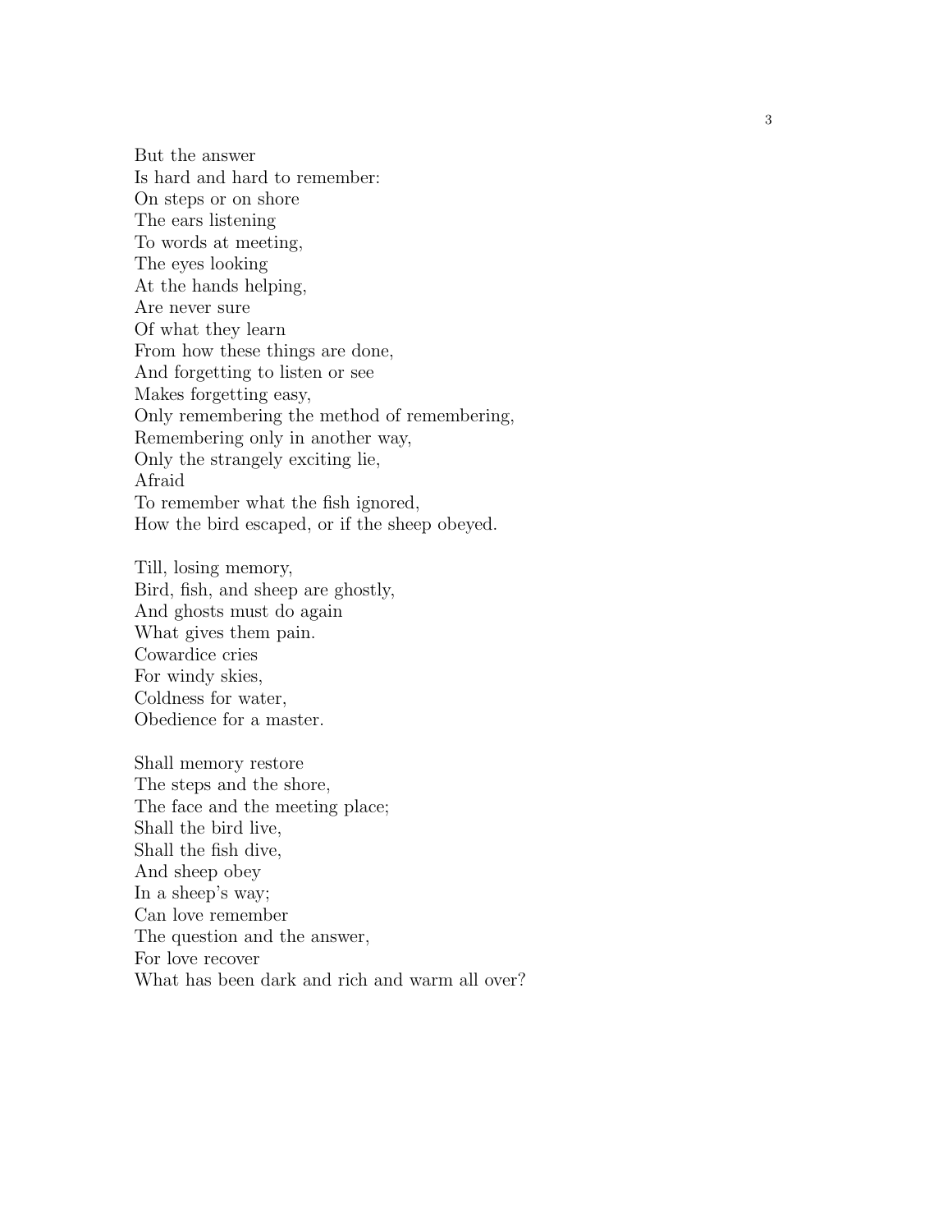But the answer  
Is hard and hard to remember:  
On steps or on shore  
The ears listening  
To words at meeting,  
The eyes looking  
At the hands helping,  
Are never sure  
Of what they learn  
From how these things are done,  
And forgetting to listen or see  
Makes forgetting easy,  
Only remembering the method of remembering,  
Remembering only in another way,  
Only the strangely exciting lie,  
Afraid  
To remember what the fish ignored,  
How the bird escaped, or if the sheep obeyed.

Till, losing memory,  
Bird, fish, and sheep are ghostly,  
And ghosts must do again  
What gives them pain.  
Cowardice cries  
For windy skies,  
Coldness for water,  
Obedience for a master.

Shall memory restore  
The steps and the shore,  
The face and the meeting place;  
Shall the bird live,  
Shall the fish dive,  
And sheep obey  
In a sheep's way;  
Can love remember  
The question and the answer,  
For love recover  
What has been dark and rich and warm all over?